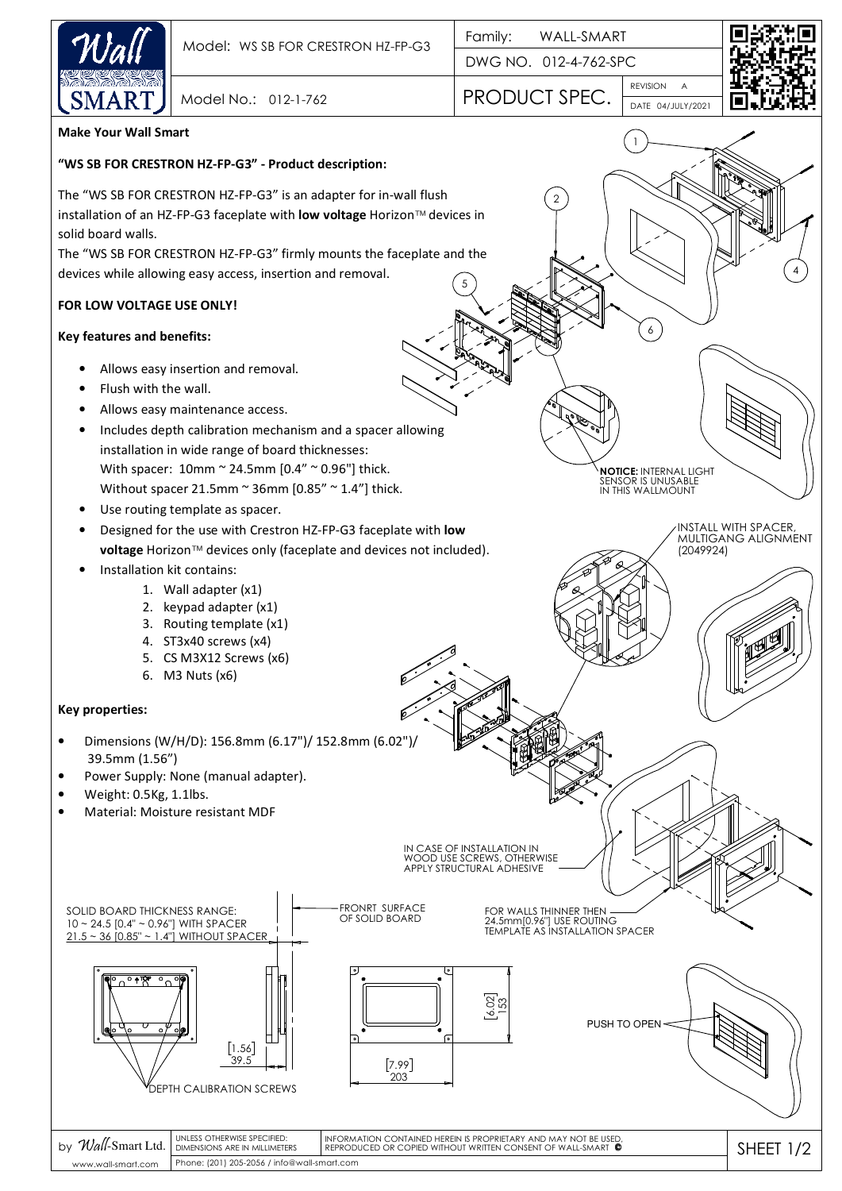| Model: WS SB FOR CRESTRON HZ-FP-G3 | Family: WALL-SMART |
| --- | --- |
| | DWG NO. 012-4-762-SPC |
| Model No.: 012-1-762 | PRODUCT SPEC. REVISION A DATE 04/JULY/2021 |

**Make Your Wall Smart**

**"WS SB FOR CRESTRON HZ-FP-G3" - Product description:**

The "WS SB FOR CRESTRON HZ-FP-G3" is an adapter for in-wall flush installation of an HZ-FP-G3 faceplate with **low voltage** Horizon™ devices in solid board walls.

The "WS SB FOR CRESTRON HZ-FP-G3" firmly mounts the faceplate and the devices while allowing easy access, insertion and removal.

**FOR LOW VOLTAGE USE ONLY!**

**Key features and benefits:**

- Allows easy insertion and removal.
- Flush with the wall.
- Allows easy maintenance access.
- Includes depth calibration mechanism and a spacer allowing installation in wide range of board thicknesses:
  With spacer: 10mm ~ 24.5mm [0.4" ~ 0.96"] thick.
  Without spacer 21.5mm ~ 36mm [0.85" ~ 1.4"] thick.
- Use routing template as spacer.
- Designed for the use with Crestron HZ-FP-G3 faceplate with **low voltage** Horizon™ devices only (faceplate and devices not included).
- Installation kit contains:
  1. Wall adapter (x1)
  2. keypad adapter (x1)
  3. Routing template (x1)
  4. ST3x40 screws (x4)
  5. CS M3X12 Screws (x6)
  6. M3 Nuts (x6)

**Key properties:**

- Dimensions (W/H/D): 156.8mm (6.17")/ 152.8mm (6.02")/ 39.5mm (1.56")
- Power Supply: None (manual adapter).
- Weight: 0.5Kg, 1.1lbs.
- Material: Moisture resistant MDF

**NOTICE:** INTERNAL LIGHT SENSOR IS UNUSABLE IN THIS WALLMOUNT

INSTALL WITH SPACER, MULTIGANG ALIGNMENT (2049924)

IN CASE OF INSTALLATION IN WOOD USE SCREWS, OTHERWISE APPLY STRUCTURAL ADHESIVE

FOR WALLS THINNER THEN 24.5mm[0.96"] USE ROUTING TEMPLATE AS INSTALLATION SPACER

SOLID BOARD THICKNESS RANGE:
10 ~ 24.5 [0.4" ~ 0.96"] WITH SPACER
21.5 ~ 36 [0.85" ~ 1.4"] WITHOUT SPACER

FRONRT SURFACE OF SOLID BOARD

[1.56] 39.5

DEPTH CALIBRATION SCREWS

[6.02] 153

[7.99] 203

PUSH TO OPEN

by Wall-Smart Ltd. www.wall-smart.com | UNLESS OTHERWISE SPECIFIED: DIMENSIONS ARE IN MILLIMETERS | INFORMATION CONTAINED HEREIN IS PROPRIETARY AND MAY NOT BE USED, REPRODUCED OR COPIED WITHOUT WRITTEN CONSENT OF WALL-SMART ©

Phone: (201) 205-2056 / info@wall-smart.com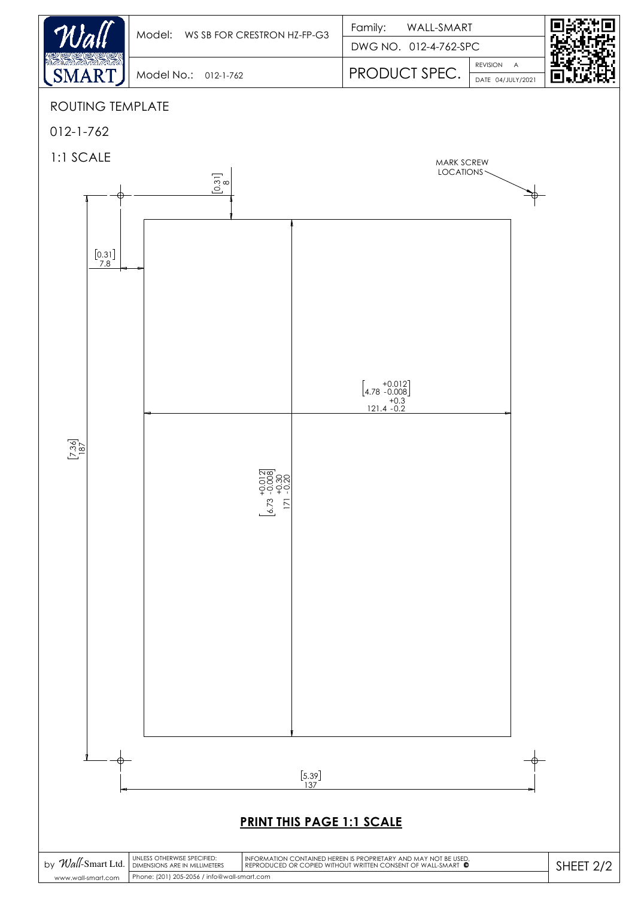| | | | |
|---|---|---|---|
| Wall SMART | Model: WS SB FOR CRESTRON HZ-FP-G3 | Family: WALL-SMART | |
| | | DWG NO. 012-4-762-SPC | |
| | Model No.: 012-1-762 | PRODUCT SPEC. | REVISION A |
| | | | DATE 04/JULY/2021 |

ROUTING TEMPLATE

012-1-762

1:1 SCALE

MARK SCREW LOCATIONS

[0.31]
8

[0.31]
7.8

[4.78 +0.012 -0.008]
121.4 +0.3 -0.2

[7.36]
187

[6.73 +0.012 -0.008]
171 +0.30 -0.20

[5.39]
137

**PRINT THIS PAGE 1:1 SCALE**

by Wall-Smart Ltd.

www.wall-smart.com

UNLESS OTHERWISE SPECIFIED: DIMENSIONS ARE IN MILLIMETERS

INFORMATION CONTAINED HEREIN IS PROPRIETARY AND MAY NOT BE USED, REPRODUCED OR COPIED WITHOUT WRITTEN CONSENT OF WALL-SMART ©

Phone: (201) 205-2056 / info@wall-smart.com

SHEET 2/2